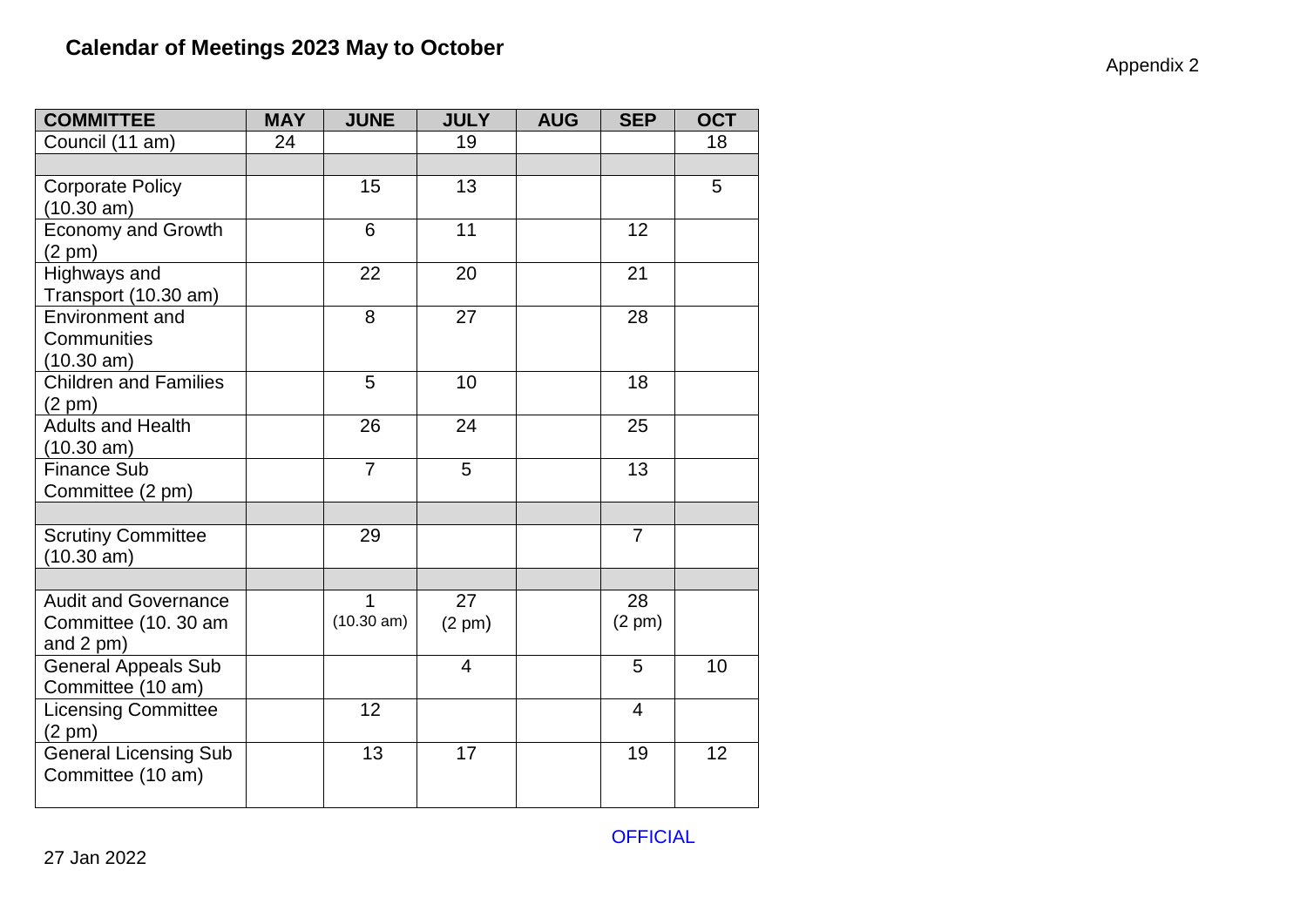# Calendar of Meetings 2023 May to October

Appendix 2

| COMMITTEE | MAY | JUNE | JULY | AUG | SEP | OCT |
|---|---|---|---|---|---|---|
| Council (11 am) | 24 | | 19 | | | 18 |
| | | | | | | |
| Corporate Policy (10.30 am) | | 15 | 13 | | | 5 |
| Economy and Growth (2 pm) | | 6 | 11 | | 12 | |
| Highways and Transport (10.30 am) | | 22 | 20 | | 21 | |
| Environment and Communities (10.30 am) | | 8 | 27 | | 28 | |
| Children and Families (2 pm) | | 5 | 10 | | 18 | |
| Adults and Health (10.30 am) | | 26 | 24 | | 25 | |
| Finance Sub Committee (2 pm) | | 7 | 5 | | 13 | |
| | | | | | | |
| Scrutiny Committee (10.30 am) | | 29 | | | 7 | |
| | | | | | | |
| Audit and Governance Committee (10. 30 am and 2 pm) | | 1 (10.30 am) | 27 (2 pm) | | 28 (2 pm) | |
| General Appeals Sub Committee (10 am) | | | 4 | | 5 | 10 |
| Licensing Committee (2 pm) | | 12 | | | 4 | |
| General Licensing Sub Committee (10 am) | | 13 | 17 | | 19 | 12 |

OFFICIAL

27 Jan 2022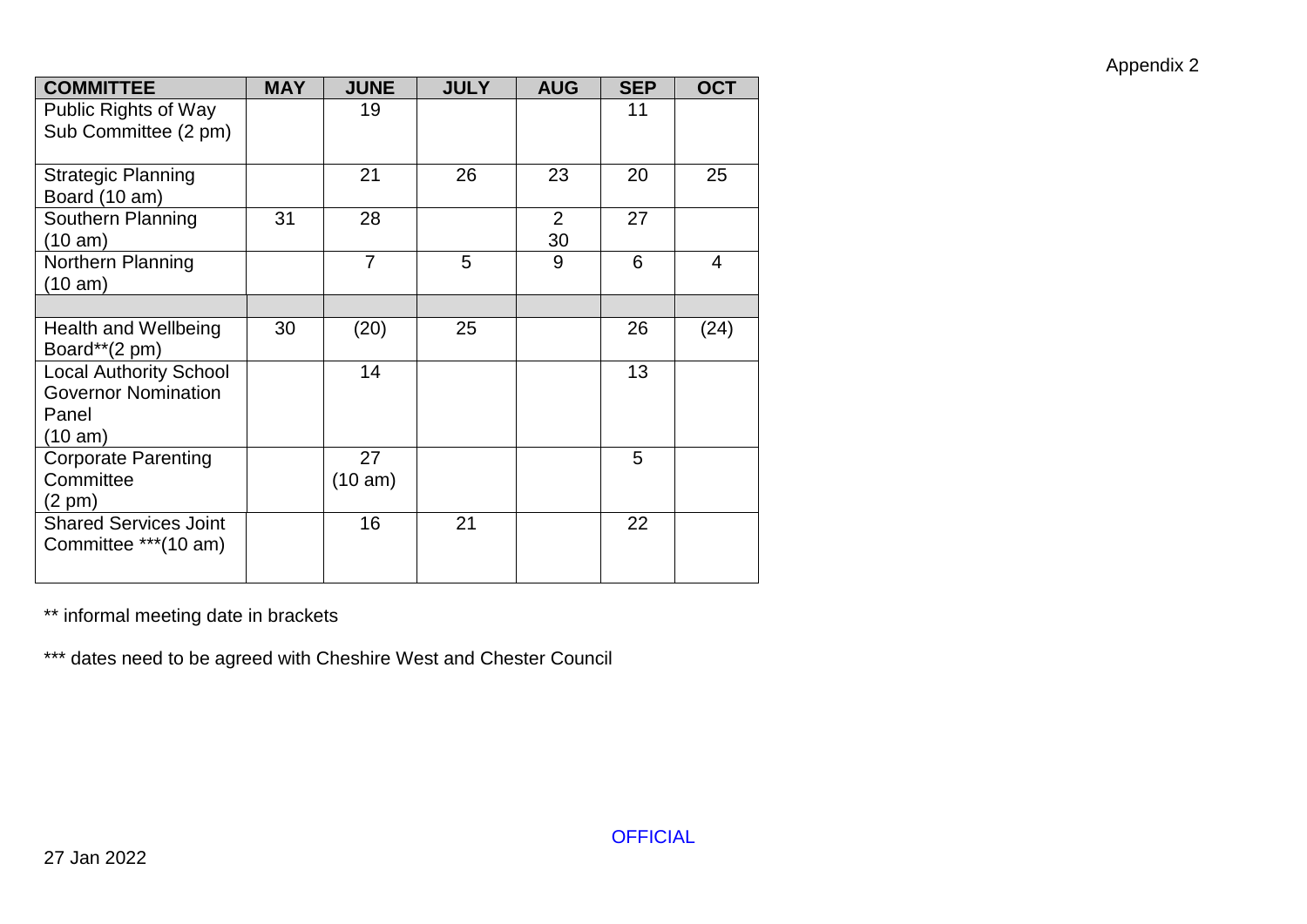Appendix 2

| COMMITTEE | MAY | JUNE | JULY | AUG | SEP | OCT |
|---|---|---|---|---|---|---|
| Public Rights of Way Sub Committee (2 pm) | | 19 | | | 11 | |
| Strategic Planning Board (10 am) | | 21 | 26 | 23 | 20 | 25 |
| Southern Planning (10 am) | 31 | 28 | | 2<br>30 | 27 | |
| Northern Planning (10 am) | | 7 | 5 | 9 | 6 | 4 |
| | | | | | | |
| Health and Wellbeing Board**(2 pm) | 30 | (20) | 25 | | 26 | (24) |
| Local Authority School Governor Nomination Panel (10 am) | | 14 | | | 13 | |
| Corporate Parenting Committee (2 pm) | | 27 (10 am) | | | 5 | |
| Shared Services Joint Committee ***(10 am) | | 16 | 21 | | 22 | |

** informal meeting date in brackets

*** dates need to be agreed with Cheshire West and Chester Council

OFFICIAL

27 Jan 2022